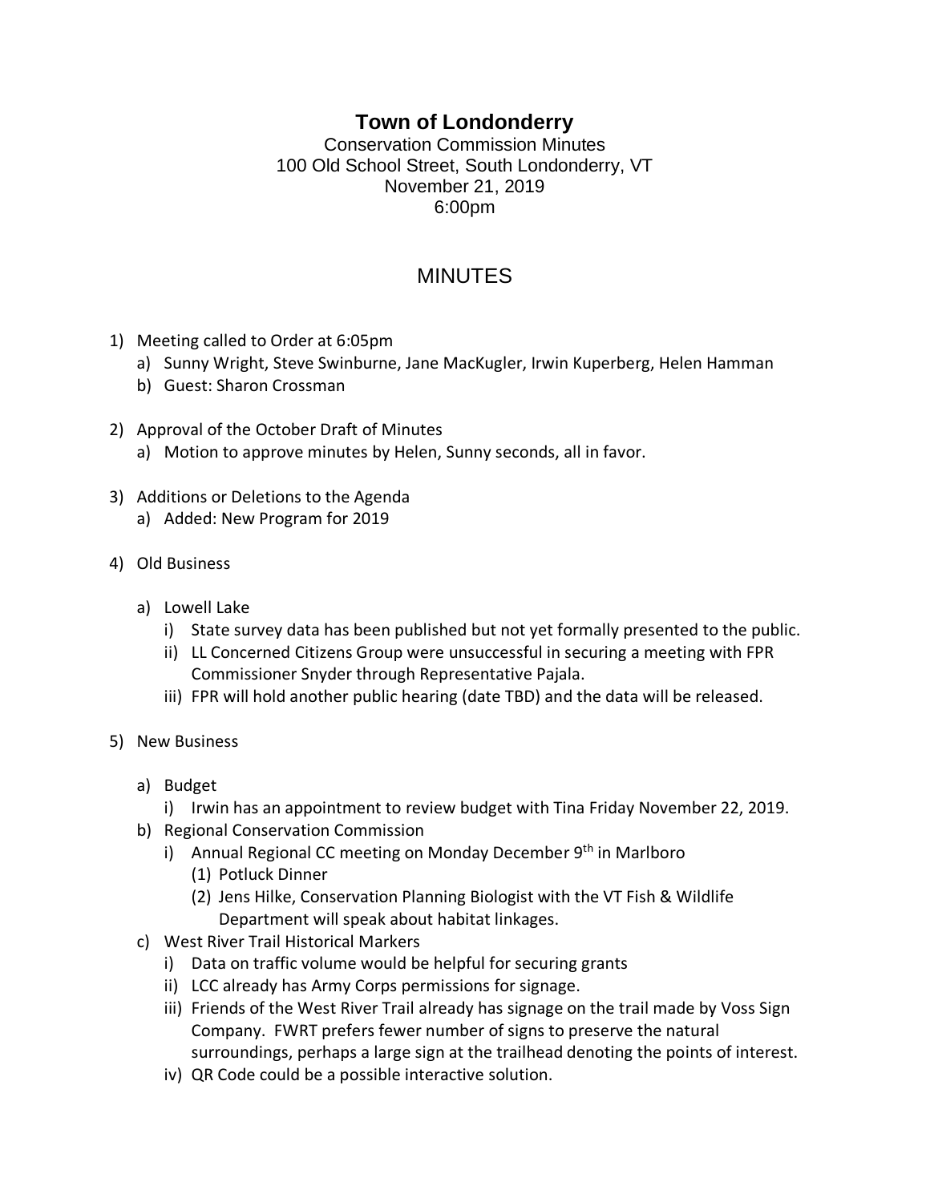# Town of Londonderry

Conservation Commission Minutes
100 Old School Street, South Londonderry, VT
November 21, 2019
6:00pm

## MINUTES

1) Meeting called to Order at 6:05pm
   a) Sunny Wright, Steve Swinburne, Jane MacKugler, Irwin Kuperberg, Helen Hamman
   b) Guest: Sharon Crossman

2) Approval of the October Draft of Minutes
   a) Motion to approve minutes by Helen, Sunny seconds, all in favor.

3) Additions or Deletions to the Agenda
   a) Added: New Program for 2019

4) Old Business

   a) Lowell Lake
      i) State survey data has been published but not yet formally presented to the public.
      ii) LL Concerned Citizens Group were unsuccessful in securing a meeting with FPR Commissioner Snyder through Representative Pajala.
      iii) FPR will hold another public hearing (date TBD) and the data will be released.

5) New Business

   a) Budget
      i) Irwin has an appointment to review budget with Tina Friday November 22, 2019.
   b) Regional Conservation Commission
      i) Annual Regional CC meeting on Monday December 9th in Marlboro
         (1) Potluck Dinner
         (2) Jens Hilke, Conservation Planning Biologist with the VT Fish & Wildlife Department will speak about habitat linkages.
   c) West River Trail Historical Markers
      i) Data on traffic volume would be helpful for securing grants
      ii) LCC already has Army Corps permissions for signage.
      iii) Friends of the West River Trail already has signage on the trail made by Voss Sign Company. FWRT prefers fewer number of signs to preserve the natural surroundings, perhaps a large sign at the trailhead denoting the points of interest.
      iv) QR Code could be a possible interactive solution.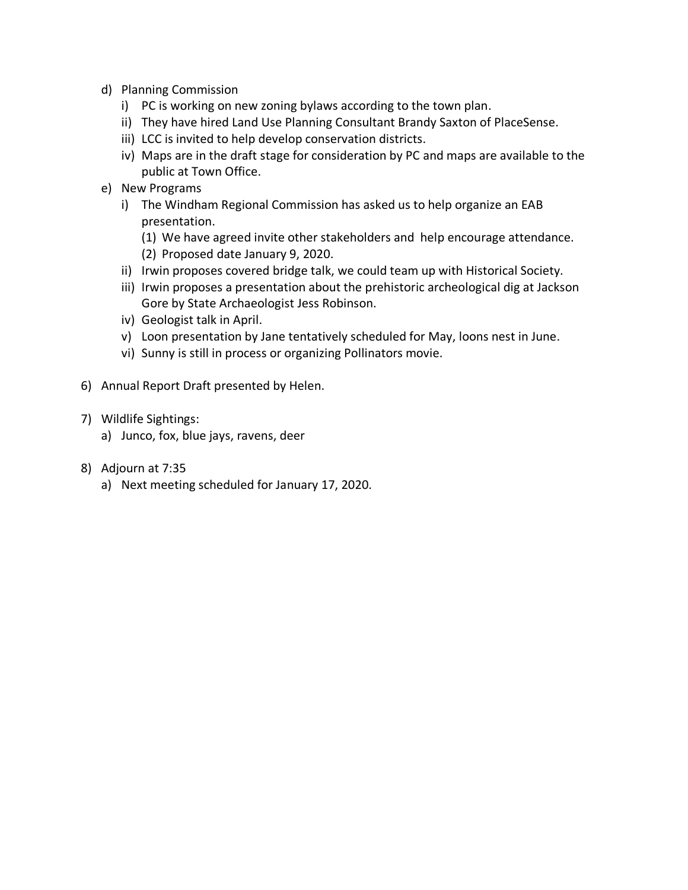d) Planning Commission
   i) PC is working on new zoning bylaws according to the town plan.
   ii) They have hired Land Use Planning Consultant Brandy Saxton of PlaceSense.
   iii) LCC is invited to help develop conservation districts.
   iv) Maps are in the draft stage for consideration by PC and maps are available to the public at Town Office.

e) New Programs
   i) The Windham Regional Commission has asked us to help organize an EAB presentation.
      (1) We have agreed invite other stakeholders and help encourage attendance.
      (2) Proposed date January 9, 2020.
   ii) Irwin proposes covered bridge talk, we could team up with Historical Society.
   iii) Irwin proposes a presentation about the prehistoric archeological dig at Jackson Gore by State Archaeologist Jess Robinson.
   iv) Geologist talk in April.
   v) Loon presentation by Jane tentatively scheduled for May, loons nest in June.
   vi) Sunny is still in process or organizing Pollinators movie.

6) Annual Report Draft presented by Helen.

7) Wildlife Sightings:
   a) Junco, fox, blue jays, ravens, deer

8) Adjourn at 7:35
   a) Next meeting scheduled for January 17, 2020.